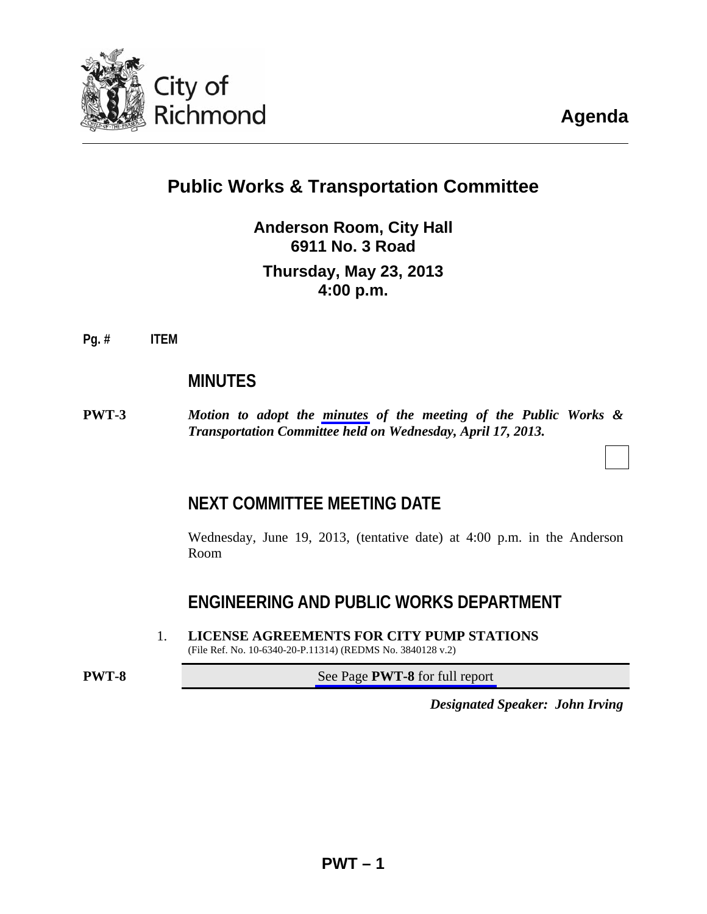City of Richmond

# Agenda

## Public Works & Transportation Committee

**Anderson Room, City Hall**
**6911 No. 3 Road**

**Thursday, May 23, 2013**
**4:00 p.m.**

**Pg. # ITEM**

## MINUTES

**PWT-3** ***Motion to adopt the minutes of the meeting of the Public Works & Transportation Committee held on Wednesday, April 17, 2013.***

## NEXT COMMITTEE MEETING DATE

Wednesday, June 19, 2013, (tentative date) at 4:00 p.m. in the Anderson Room

## ENGINEERING AND PUBLIC WORKS DEPARTMENT

1. **LICENSE AGREEMENTS FOR CITY PUMP STATIONS**
(File Ref. No. 10-6340-20-P.11314) (REDMS No. 3840128 v.2)

**PWT-8** See Page **PWT-8** for full report

***Designated Speaker: John Irving***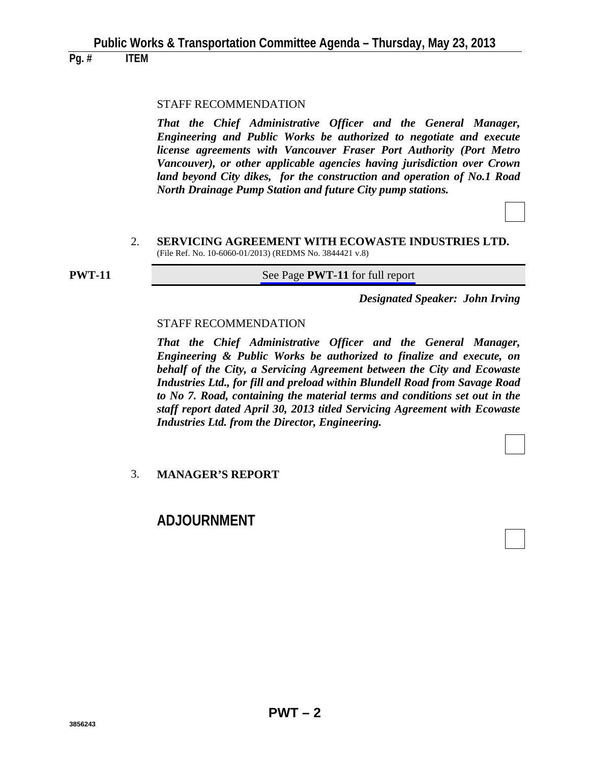STAFF RECOMMENDATION

***That the Chief Administrative Officer and the General Manager, Engineering and Public Works be authorized to negotiate and execute license agreements with Vancouver Fraser Port Authority (Port Metro Vancouver), or other applicable agencies having jurisdiction over Crown land beyond City dikes, for the construction and operation of No.1 Road North Drainage Pump Station and future City pump stations.***

2. **SERVICING AGREEMENT WITH ECOWASTE INDUSTRIES LTD.**
(File Ref. No. 10-6060-01/2013) (REDMS No. 3844421 v.8)

**PWT-11** See Page **PWT-11** for full report

***Designated Speaker: John Irving***

STAFF RECOMMENDATION

***That the Chief Administrative Officer and the General Manager, Engineering & Public Works be authorized to finalize and execute, on behalf of the City, a Servicing Agreement between the City and Ecowaste Industries Ltd., for fill and preload within Blundell Road from Savage Road to No 7. Road, containing the material terms and conditions set out in the staff report dated April 30, 2013 titled Servicing Agreement with Ecowaste Industries Ltd. from the Director, Engineering.***

3. **MANAGER'S REPORT**

## ADJOURNMENT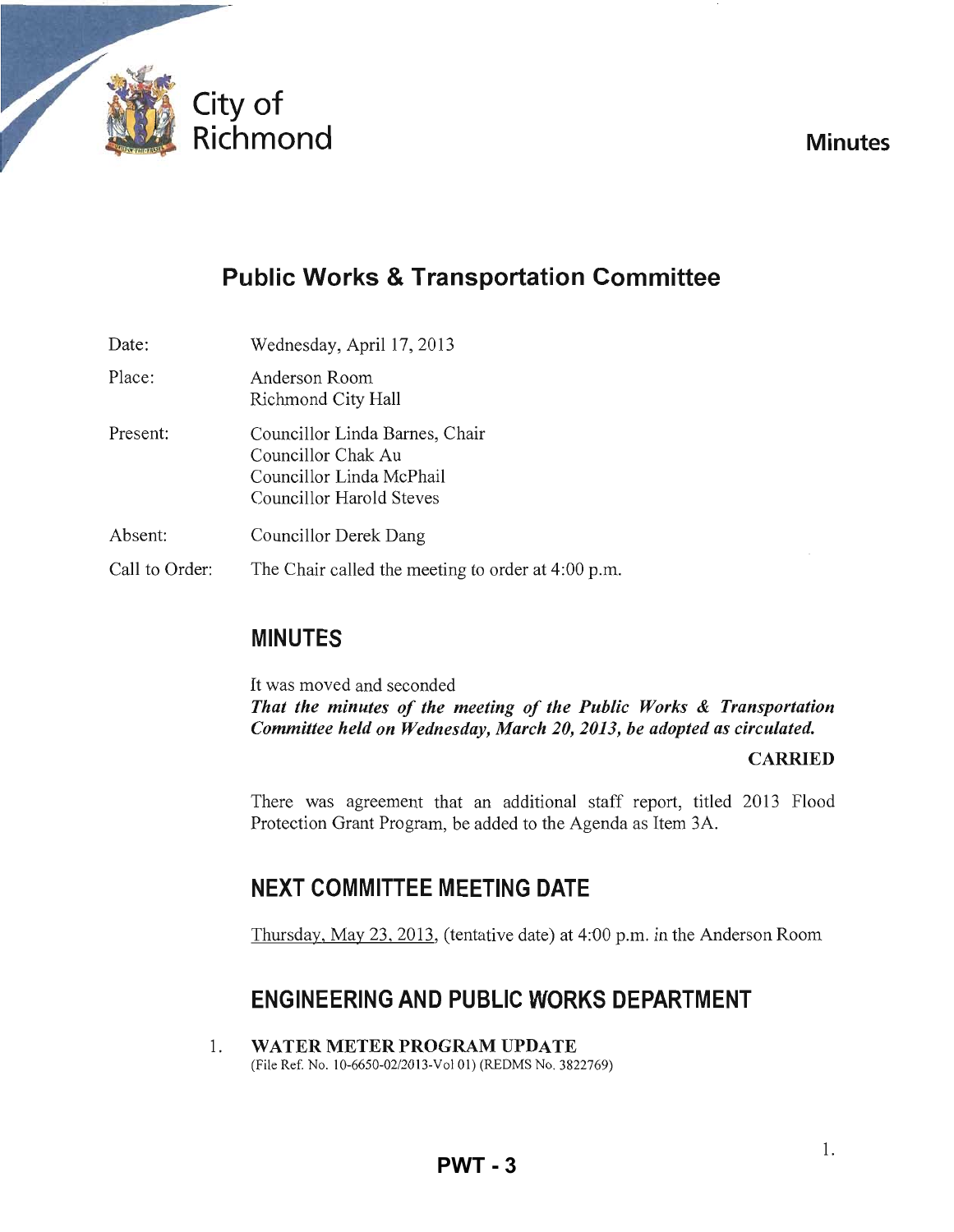City of Richmond

**Minutes**

# Public Works & Transportation Committee

| | |
|---|---|
| Date: | Wednesday, April 17, 2013 |
| Place: | Anderson Room<br>Richmond City Hall |
| Present: | Councillor Linda Barnes, Chair<br>Councillor Chak Au<br>Councillor Linda McPhail<br>Councillor Harold Steves |
| Absent: | Councillor Derek Dang |
| Call to Order: | The Chair called the meeting to order at 4:00 p.m. |

## MINUTES

It was moved and seconded
***That the minutes of the meeting of the Public Works & Transportation Committee held on Wednesday, March 20, 2013, be adopted as circulated.***

**CARRIED**

There was agreement that an additional staff report, titled 2013 Flood Protection Grant Program, be added to the Agenda as Item 3A.

## NEXT COMMITTEE MEETING DATE

Thursday, May 23, 2013, (tentative date) at 4:00 p.m. in the Anderson Room

## ENGINEERING AND PUBLIC WORKS DEPARTMENT

1. **WATER METER PROGRAM UPDATE**
(File Ref. No. 10-6650-02/2013-Vol 01) (REDMS No. 3822769)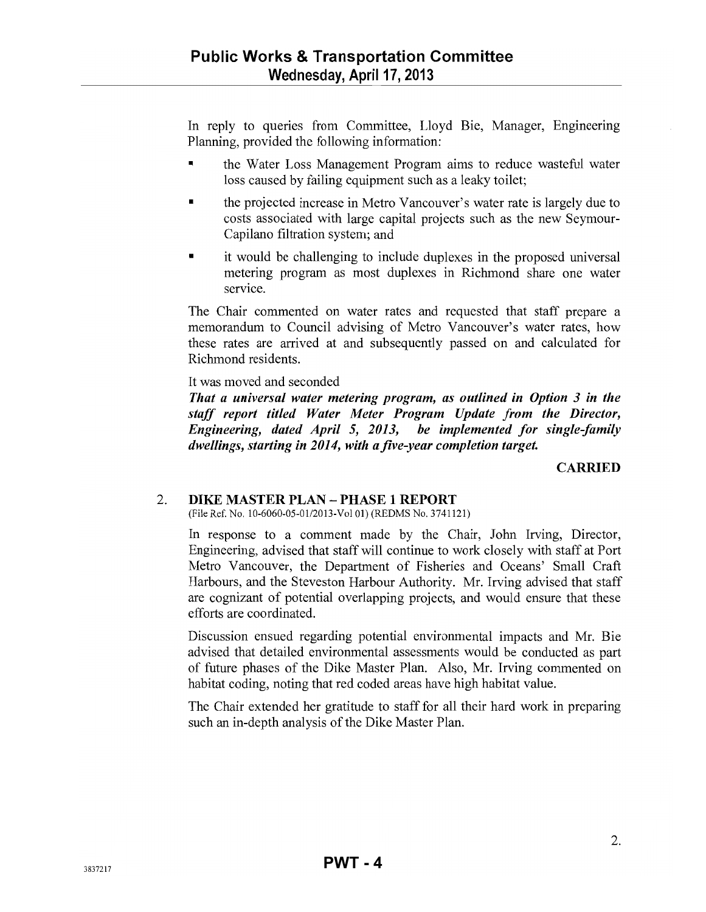In reply to queries from Committee, Lloyd Bie, Manager, Engineering Planning, provided the following information:

- the Water Loss Management Program aims to reduce wasteful water loss caused by failing equipment such as a leaky toilet;
- the projected increase in Metro Vancouver's water rate is largely due to costs associated with large capital projects such as the new Seymour-Capilano filtration system; and
- it would be challenging to include duplexes in the proposed universal metering program as most duplexes in Richmond share one water service.

The Chair commented on water rates and requested that staff prepare a memorandum to Council advising of Metro Vancouver's water rates, how these rates are arrived at and subsequently passed on and calculated for Richmond residents.

It was moved and seconded

***That a universal water metering program, as outlined in Option 3 in the staff report titled Water Meter Program Update from the Director, Engineering, dated April 5, 2013, be implemented for single-family dwellings, starting in 2014, with a five-year completion target.***

**CARRIED**

## 2. DIKE MASTER PLAN – PHASE 1 REPORT

(File Ref. No. 10-6060-05-01/2013-Vol 01) (REDMS No. 3741121)

In response to a comment made by the Chair, John Irving, Director, Engineering, advised that staff will continue to work closely with staff at Port Metro Vancouver, the Department of Fisheries and Oceans' Small Craft Harbours, and the Steveston Harbour Authority. Mr. Irving advised that staff are cognizant of potential overlapping projects, and would ensure that these efforts are coordinated.

Discussion ensued regarding potential environmental impacts and Mr. Bie advised that detailed environmental assessments would be conducted as part of future phases of the Dike Master Plan. Also, Mr. Irving commented on habitat coding, noting that red coded areas have high habitat value.

The Chair extended her gratitude to staff for all their hard work in preparing such an in-depth analysis of the Dike Master Plan.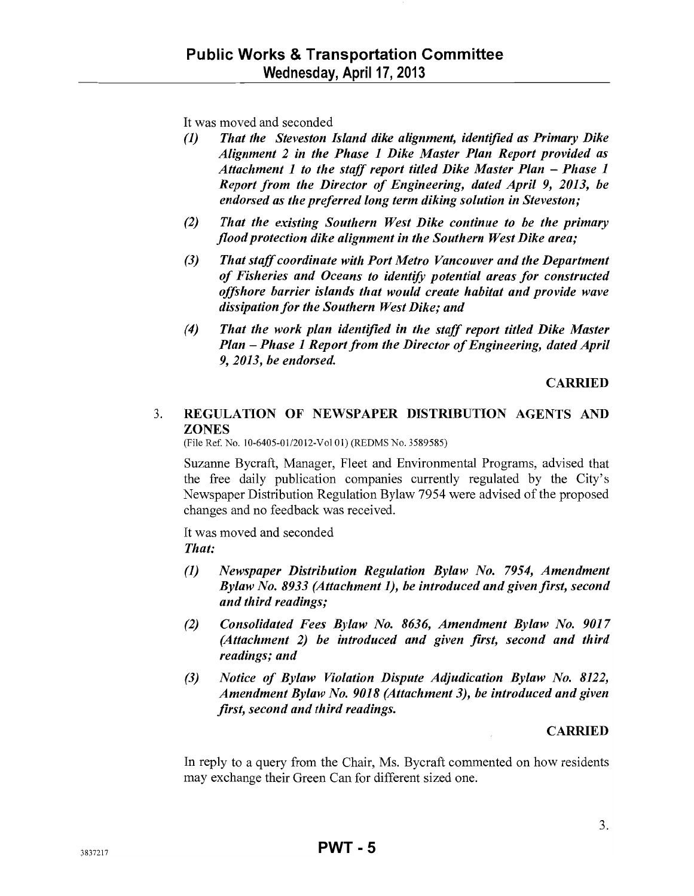It was moved and seconded

*(1) That the Steveston Island dike alignment, identified as Primary Dike Alignment 2 in the Phase 1 Dike Master Plan Report provided as Attachment 1 to the staff report titled Dike Master Plan – Phase 1 Report from the Director of Engineering, dated April 9, 2013, be endorsed as the preferred long term diking solution in Steveston;*

*(2) That the existing Southern West Dike continue to be the primary flood protection dike alignment in the Southern West Dike area;*

*(3) That staff coordinate with Port Metro Vancouver and the Department of Fisheries and Oceans to identify potential areas for constructed offshore barrier islands that would create habitat and provide wave dissipation for the Southern West Dike; and*

*(4) That the work plan identified in the staff report titled Dike Master Plan – Phase 1 Report from the Director of Engineering, dated April 9, 2013, be endorsed.*

**CARRIED**

## 3. REGULATION OF NEWSPAPER DISTRIBUTION AGENTS AND ZONES

(File Ref. No. 10-6405-01/2012-Vol 01) (REDMS No. 3589585)

Suzanne Bycraft, Manager, Fleet and Environmental Programs, advised that the free daily publication companies currently regulated by the City's Newspaper Distribution Regulation Bylaw 7954 were advised of the proposed changes and no feedback was received.

It was moved and seconded

***That:***

*(1) Newspaper Distribution Regulation Bylaw No. 7954, Amendment Bylaw No. 8933 (Attachment 1), be introduced and given first, second and third readings;*

*(2) Consolidated Fees Bylaw No. 8636, Amendment Bylaw No. 9017 (Attachment 2) be introduced and given first, second and third readings; and*

*(3) Notice of Bylaw Violation Dispute Adjudication Bylaw No. 8122, Amendment Bylaw No. 9018 (Attachment 3), be introduced and given first, second and third readings.*

**CARRIED**

In reply to a query from the Chair, Ms. Bycraft commented on how residents may exchange their Green Can for different sized one.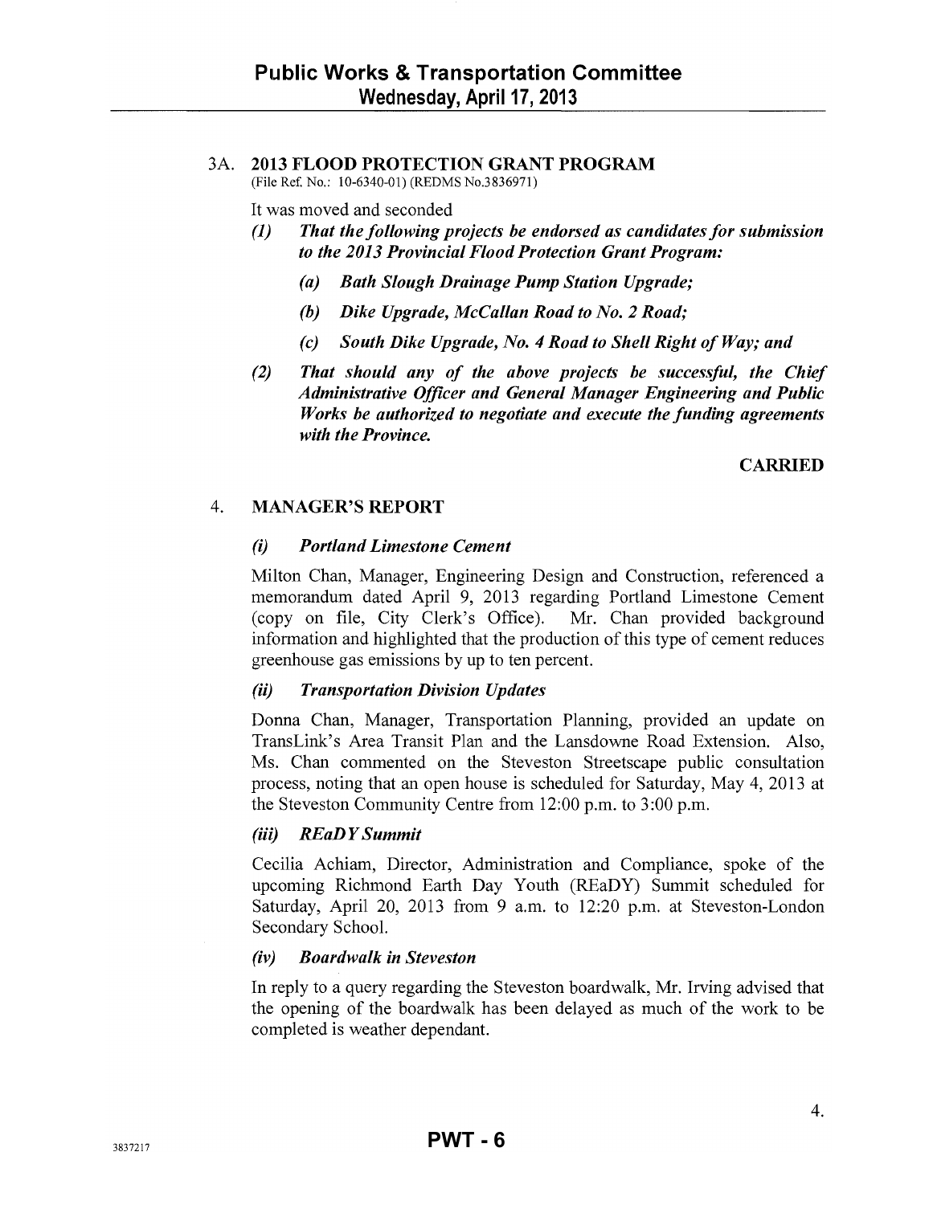### 3A. 2013 FLOOD PROTECTION GRANT PROGRAM

(File Ref. No.: 10-6340-01) (REDMS No.3836971)

It was moved and seconded

*(1)* ***That the following projects be endorsed as candidates for submission to the 2013 Provincial Flood Protection Grant Program:***

*(a)* ***Bath Slough Drainage Pump Station Upgrade;***

*(b)* ***Dike Upgrade, McCallan Road to No. 2 Road;***

*(c)* ***South Dike Upgrade, No. 4 Road to Shell Right of Way; and***

*(2)* ***That should any of the above projects be successful, the Chief Administrative Officer and General Manager Engineering and Public Works be authorized to negotiate and execute the funding agreements with the Province.***

**CARRIED**

### 4. MANAGER'S REPORT

***(i) Portland Limestone Cement***

Milton Chan, Manager, Engineering Design and Construction, referenced a memorandum dated April 9, 2013 regarding Portland Limestone Cement (copy on file, City Clerk's Office). Mr. Chan provided background information and highlighted that the production of this type of cement reduces greenhouse gas emissions by up to ten percent.

***(ii) Transportation Division Updates***

Donna Chan, Manager, Transportation Planning, provided an update on TransLink's Area Transit Plan and the Lansdowne Road Extension. Also, Ms. Chan commented on the Steveston Streetscape public consultation process, noting that an open house is scheduled for Saturday, May 4, 2013 at the Steveston Community Centre from 12:00 p.m. to 3:00 p.m.

***(iii) REaDY Summit***

Cecilia Achiam, Director, Administration and Compliance, spoke of the upcoming Richmond Earth Day Youth (REaDY) Summit scheduled for Saturday, April 20, 2013 from 9 a.m. to 12:20 p.m. at Steveston-London Secondary School.

***(iv) Boardwalk in Steveston***

In reply to a query regarding the Steveston boardwalk, Mr. Irving advised that the opening of the boardwalk has been delayed as much of the work to be completed is weather dependant.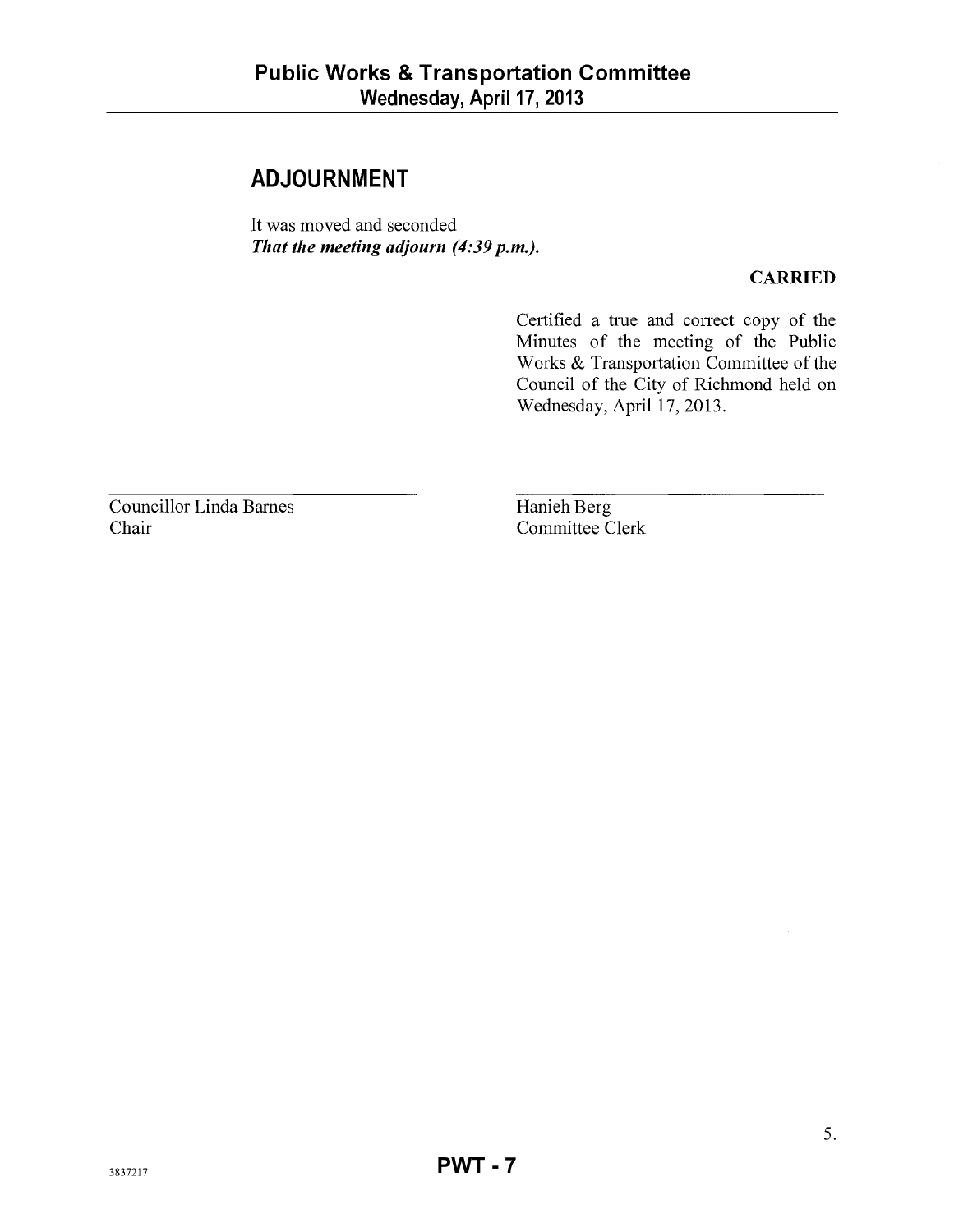## ADJOURNMENT

It was moved and seconded
***That the meeting adjourn (4:39 p.m.).***

**CARRIED**

Certified a true and correct copy of the Minutes of the meeting of the Public Works & Transportation Committee of the Council of the City of Richmond held on Wednesday, April 17, 2013.

| | |
|---|---|
| Councillor Linda Barnes | Hanieh Berg |
| Chair | Committee Clerk |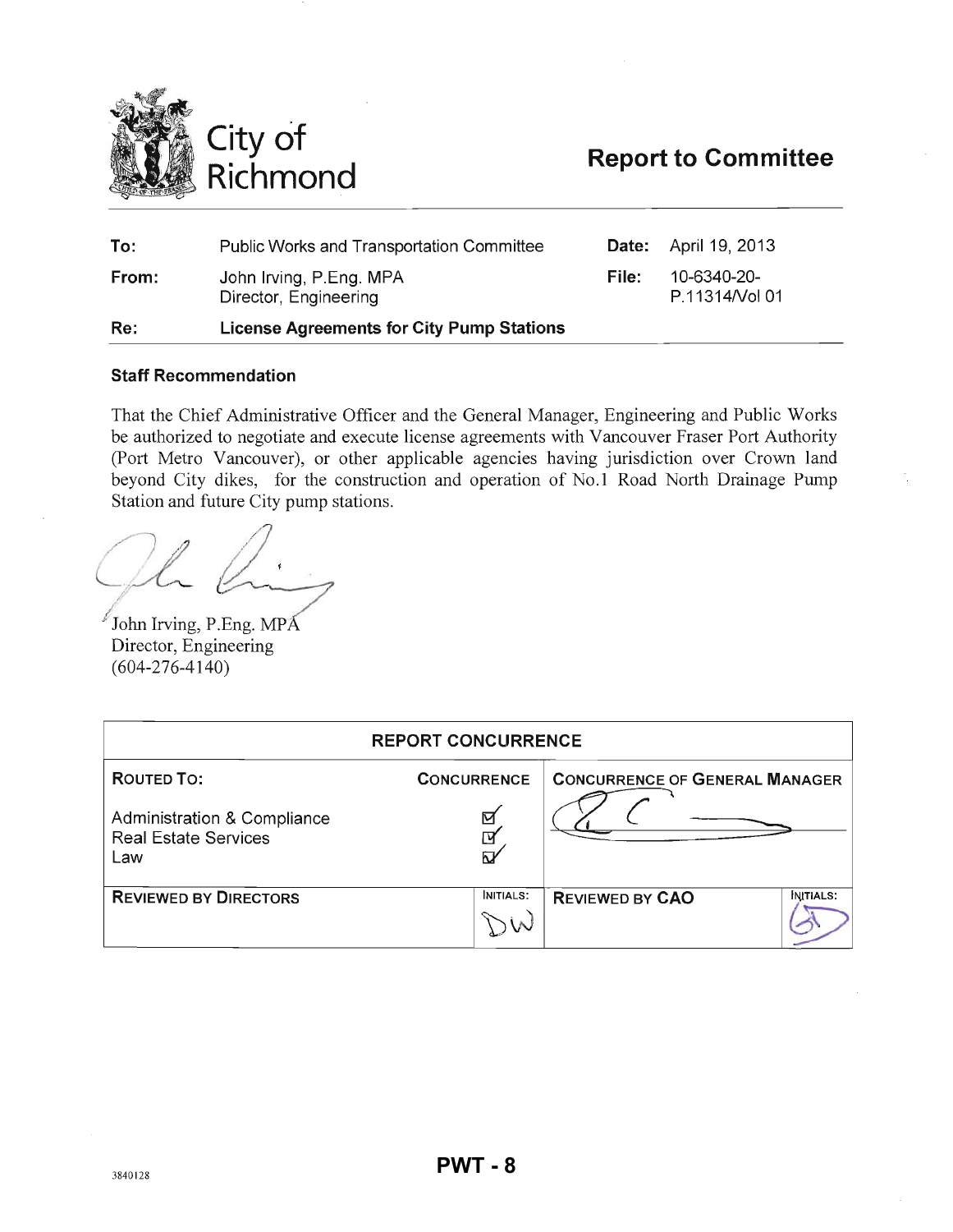City of Richmond

# Report to Committee

| | | | |
|---|---|---|---|
| **To:** | Public Works and Transportation Committee | **Date:** | April 19, 2013 |
| **From:** | John Irving, P.Eng. MPA<br>Director, Engineering | **File:** | 10-6340-20-P.11314/Vol 01 |
| **Re:** | **License Agreements for City Pump Stations** | | |

### Staff Recommendation

That the Chief Administrative Officer and the General Manager, Engineering and Public Works be authorized to negotiate and execute license agreements with Vancouver Fraser Port Authority (Port Metro Vancouver), or other applicable agencies having jurisdiction over Crown land beyond City dikes, for the construction and operation of No.1 Road North Drainage Pump Station and future City pump stations.

John Irving, P.Eng. MPA
Director, Engineering
(604-276-4140)

| REPORT CONCURRENCE | | | |
|---|---|---|---|
| **ROUTED TO:** | **CONCURRENCE** | **CONCURRENCE OF GENERAL MANAGER** | |
| Administration & Compliance<br>Real Estate Services<br>Law | ☑<br>☑<br>☑ | | |
| **REVIEWED BY DIRECTORS** | **INITIALS:** DW | **REVIEWED BY CAO** | **INITIALS:** |

3840128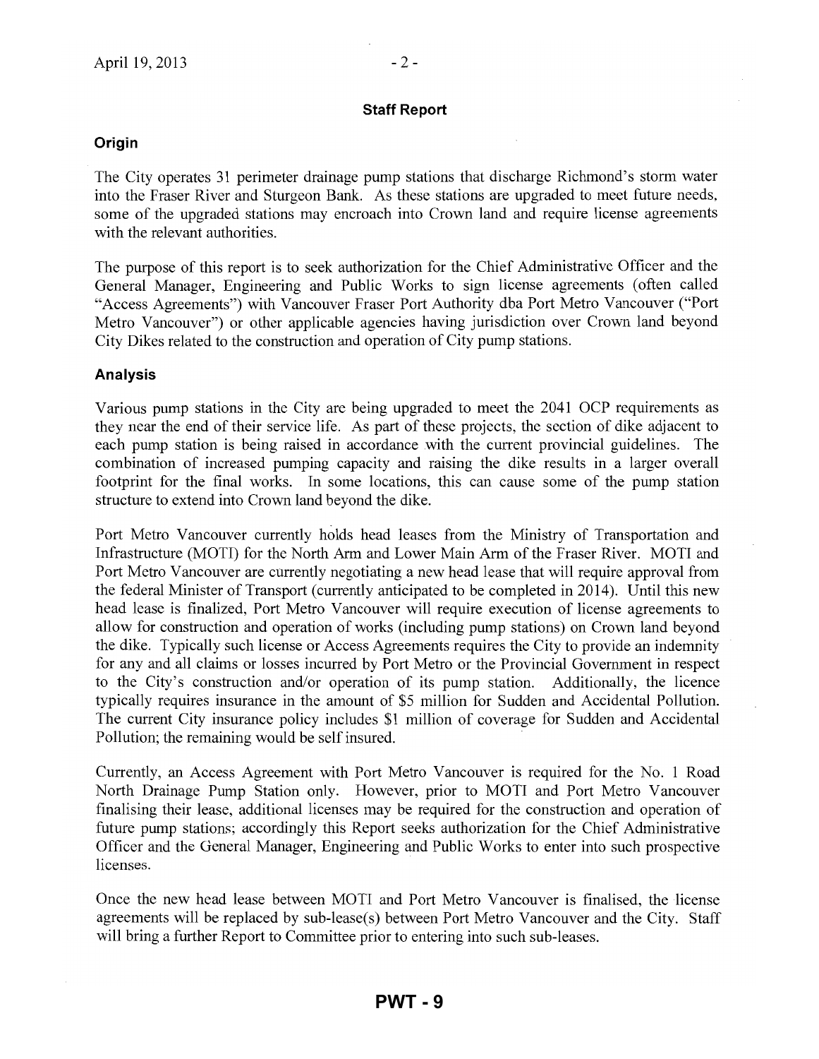## Staff Report

### Origin

The City operates 31 perimeter drainage pump stations that discharge Richmond's storm water into the Fraser River and Sturgeon Bank. As these stations are upgraded to meet future needs, some of the upgraded stations may encroach into Crown land and require license agreements with the relevant authorities.

The purpose of this report is to seek authorization for the Chief Administrative Officer and the General Manager, Engineering and Public Works to sign license agreements (often called "Access Agreements") with Vancouver Fraser Port Authority dba Port Metro Vancouver ("Port Metro Vancouver") or other applicable agencies having jurisdiction over Crown land beyond City Dikes related to the construction and operation of City pump stations.

### Analysis

Various pump stations in the City are being upgraded to meet the 2041 OCP requirements as they near the end of their service life. As part of these projects, the section of dike adjacent to each pump station is being raised in accordance with the current provincial guidelines. The combination of increased pumping capacity and raising the dike results in a larger overall footprint for the final works. In some locations, this can cause some of the pump station structure to extend into Crown land beyond the dike.

Port Metro Vancouver currently holds head leases from the Ministry of Transportation and Infrastructure (MOTI) for the North Arm and Lower Main Arm of the Fraser River. MOTI and Port Metro Vancouver are currently negotiating a new head lease that will require approval from the federal Minister of Transport (currently anticipated to be completed in 2014). Until this new head lease is finalized, Port Metro Vancouver will require execution of license agreements to allow for construction and operation of works (including pump stations) on Crown land beyond the dike. Typically such license or Access Agreements requires the City to provide an indemnity for any and all claims or losses incurred by Port Metro or the Provincial Government in respect to the City's construction and/or operation of its pump station. Additionally, the licence typically requires insurance in the amount of $5 million for Sudden and Accidental Pollution. The current City insurance policy includes $1 million of coverage for Sudden and Accidental Pollution; the remaining would be self insured.

Currently, an Access Agreement with Port Metro Vancouver is required for the No. 1 Road North Drainage Pump Station only. However, prior to MOTI and Port Metro Vancouver finalising their lease, additional licenses may be required for the construction and operation of future pump stations; accordingly this Report seeks authorization for the Chief Administrative Officer and the General Manager, Engineering and Public Works to enter into such prospective licenses.

Once the new head lease between MOTI and Port Metro Vancouver is finalised, the license agreements will be replaced by sub-lease(s) between Port Metro Vancouver and the City. Staff will bring a further Report to Committee prior to entering into such sub-leases.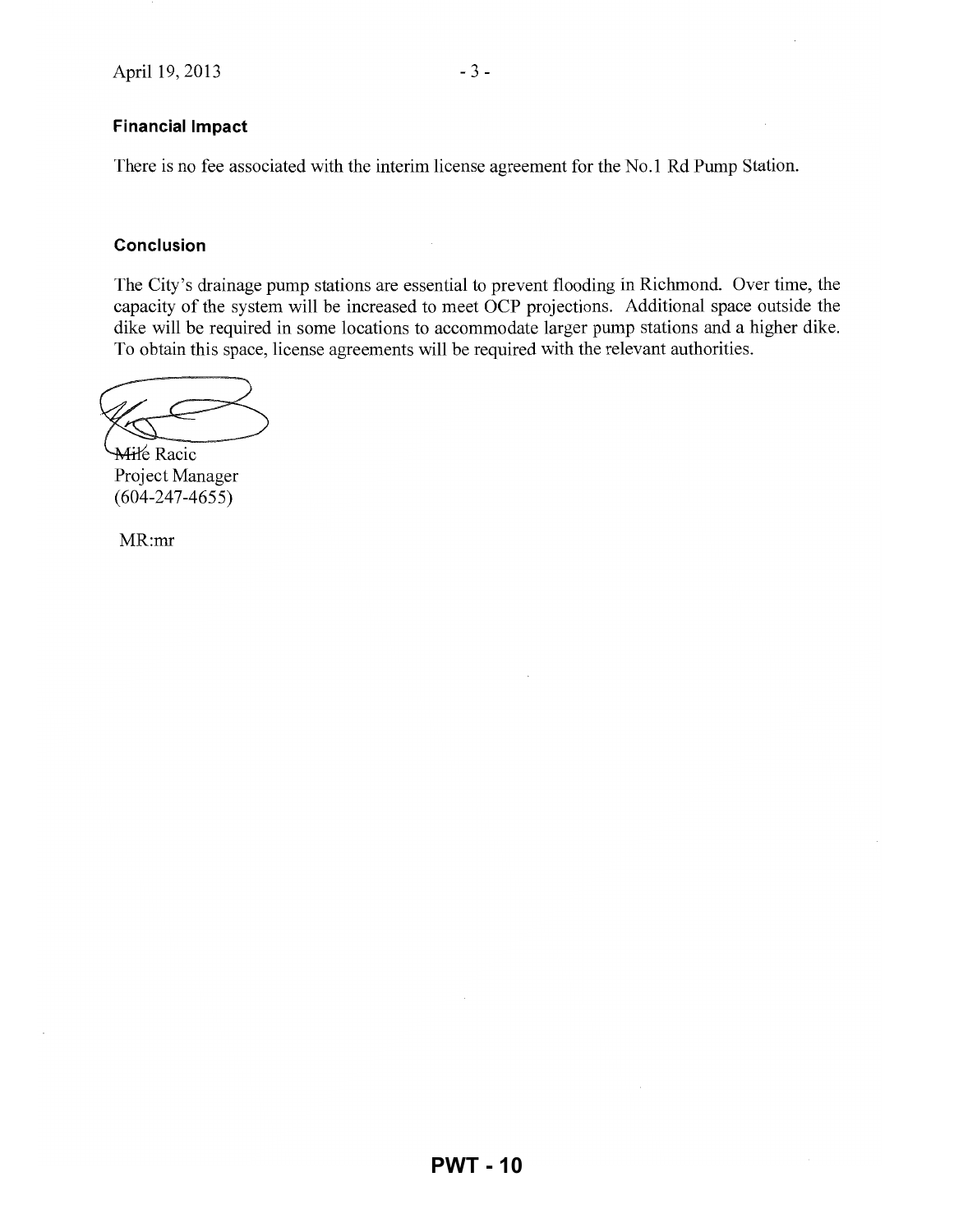### Financial Impact

There is no fee associated with the interim license agreement for the No.1 Rd Pump Station.

### Conclusion

The City's drainage pump stations are essential to prevent flooding in Richmond. Over time, the capacity of the system will be increased to meet OCP projections. Additional space outside the dike will be required in some locations to accommodate larger pump stations and a higher dike. To obtain this space, license agreements will be required with the relevant authorities.

Mile Racic
Project Manager
(604-247-4655)

MR:mr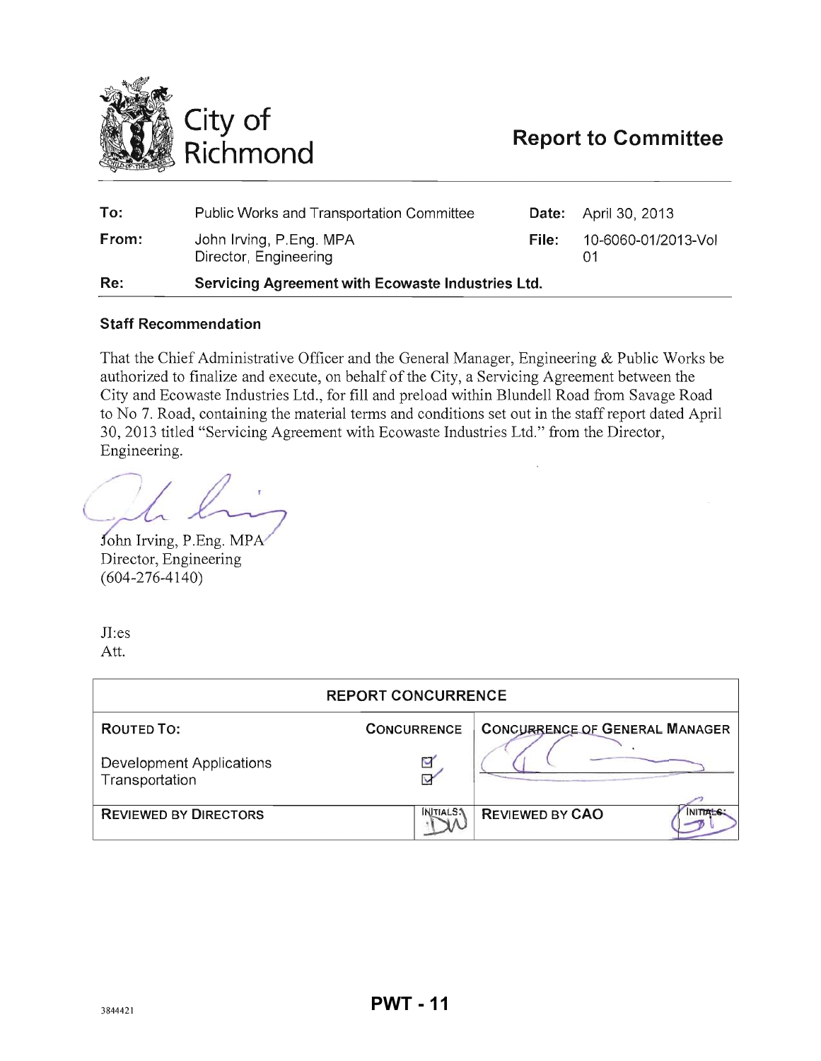City of Richmond

# Report to Committee

| | | | |
|---|---|---|---|
| **To:** | Public Works and Transportation Committee | **Date:** | April 30, 2013 |
| **From:** | John Irving, P.Eng. MPA<br>Director, Engineering | **File:** | 10-6060-01/2013-Vol 01 |
| **Re:** | **Servicing Agreement with Ecowaste Industries Ltd.** | | |

### Staff Recommendation

That the Chief Administrative Officer and the General Manager, Engineering & Public Works be authorized to finalize and execute, on behalf of the City, a Servicing Agreement between the City and Ecowaste Industries Ltd., for fill and preload within Blundell Road from Savage Road to No 7. Road, containing the material terms and conditions set out in the staff report dated April 30, 2013 titled "Servicing Agreement with Ecowaste Industries Ltd." from the Director, Engineering.

John Irving, P.Eng. MPA
Director, Engineering
(604-276-4140)

JI:es
Att.

| REPORT CONCURRENCE | | |
|---|---|---|
| **ROUTED TO:** | **CONCURRENCE** | **CONCURRENCE OF GENERAL MANAGER** |
| Development Applications<br>Transportation | ☑<br>☑ | |
| **REVIEWED BY DIRECTORS** | INITIALS: DW | **REVIEWED BY CAO** INITIALS: |

3844421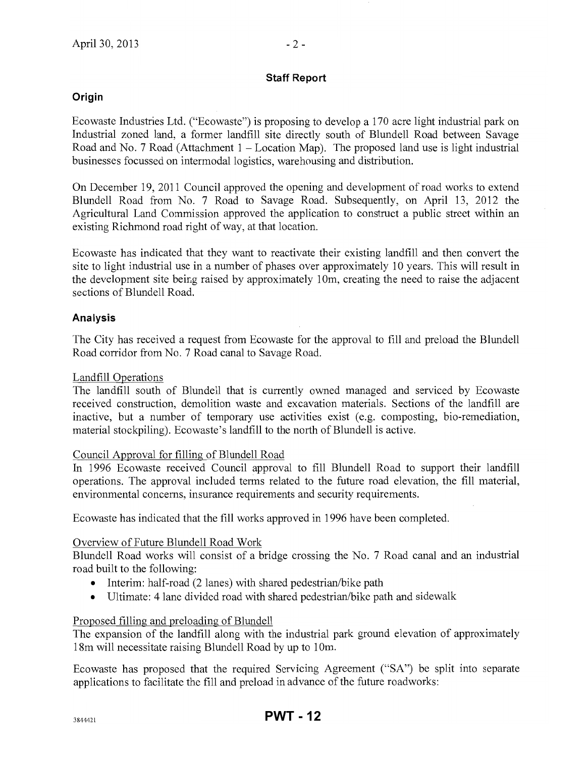## Staff Report

### Origin

Ecowaste Industries Ltd. ("Ecowaste") is proposing to develop a 170 acre light industrial park on Industrial zoned land, a former landfill site directly south of Blundell Road between Savage Road and No. 7 Road (Attachment 1 – Location Map). The proposed land use is light industrial businesses focussed on intermodal logistics, warehousing and distribution.

On December 19, 2011 Council approved the opening and development of road works to extend Blundell Road from No. 7 Road to Savage Road. Subsequently, on April 13, 2012 the Agricultural Land Commission approved the application to construct a public street within an existing Richmond road right of way, at that location.

Ecowaste has indicated that they want to reactivate their existing landfill and then convert the site to light industrial use in a number of phases over approximately 10 years. This will result in the development site being raised by approximately 10m, creating the need to raise the adjacent sections of Blundell Road.

### Analysis

The City has received a request from Ecowaste for the approval to fill and preload the Blundell Road corridor from No. 7 Road canal to Savage Road.

Landfill Operations

The landfill south of Blundell that is currently owned managed and serviced by Ecowaste received construction, demolition waste and excavation materials. Sections of the landfill are inactive, but a number of temporary use activities exist (e.g. composting, bio-remediation, material stockpiling). Ecowaste's landfill to the north of Blundell is active.

Council Approval for filling of Blundell Road

In 1996 Ecowaste received Council approval to fill Blundell Road to support their landfill operations. The approval included terms related to the future road elevation, the fill material, environmental concerns, insurance requirements and security requirements.

Ecowaste has indicated that the fill works approved in 1996 have been completed.

Overview of Future Blundell Road Work

Blundell Road works will consist of a bridge crossing the No. 7 Road canal and an industrial road built to the following:

- Interim: half-road (2 lanes) with shared pedestrian/bike path
- Ultimate: 4 lane divided road with shared pedestrian/bike path and sidewalk

Proposed filling and preloading of Blundell

The expansion of the landfill along with the industrial park ground elevation of approximately 18m will necessitate raising Blundell Road by up to 10m.

Ecowaste has proposed that the required Servicing Agreement ("SA") be split into separate applications to facilitate the fill and preload in advance of the future roadworks: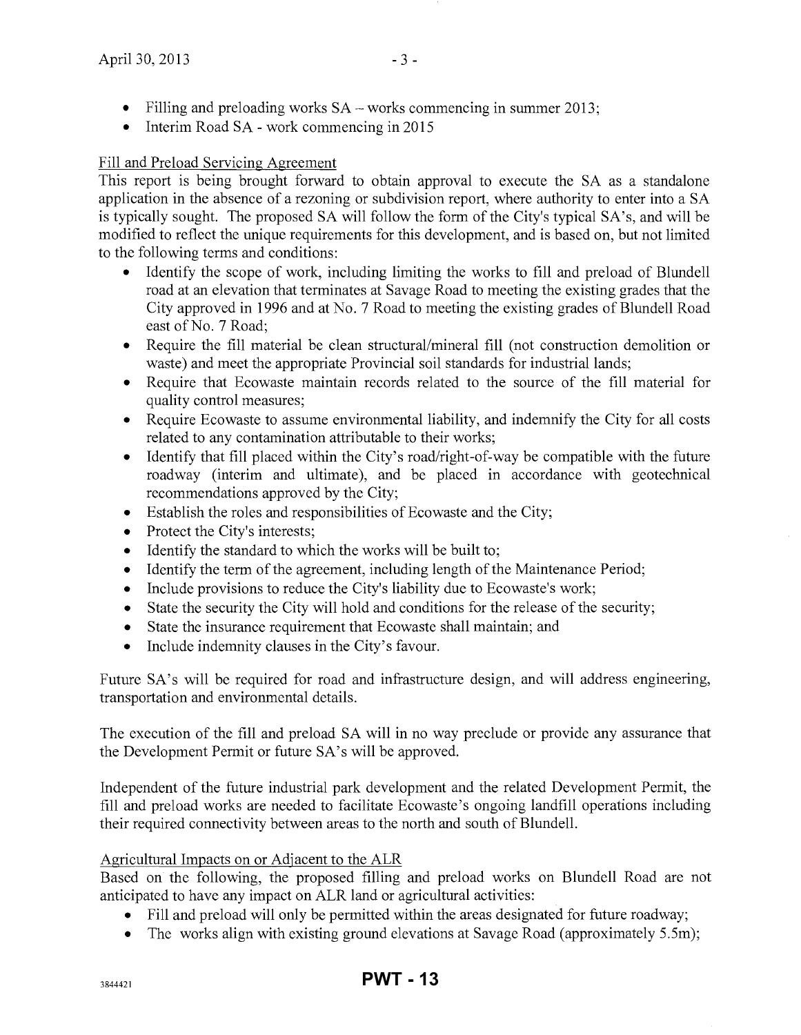- Filling and preloading works SA – works commencing in summer 2013;
- Interim Road SA - work commencing in 2015

Fill and Preload Servicing Agreement

This report is being brought forward to obtain approval to execute the SA as a standalone application in the absence of a rezoning or subdivision report, where authority to enter into a SA is typically sought. The proposed SA will follow the form of the City's typical SA's, and will be modified to reflect the unique requirements for this development, and is based on, but not limited to the following terms and conditions:

- Identify the scope of work, including limiting the works to fill and preload of Blundell road at an elevation that terminates at Savage Road to meeting the existing grades that the City approved in 1996 and at No. 7 Road to meeting the existing grades of Blundell Road east of No. 7 Road;
- Require the fill material be clean structural/mineral fill (not construction demolition or waste) and meet the appropriate Provincial soil standards for industrial lands;
- Require that Ecowaste maintain records related to the source of the fill material for quality control measures;
- Require Ecowaste to assume environmental liability, and indemnify the City for all costs related to any contamination attributable to their works;
- Identify that fill placed within the City's road/right-of-way be compatible with the future roadway (interim and ultimate), and be placed in accordance with geotechnical recommendations approved by the City;
- Establish the roles and responsibilities of Ecowaste and the City;
- Protect the City's interests;
- Identify the standard to which the works will be built to;
- Identify the term of the agreement, including length of the Maintenance Period;
- Include provisions to reduce the City's liability due to Ecowaste's work;
- State the security the City will hold and conditions for the release of the security;
- State the insurance requirement that Ecowaste shall maintain; and
- Include indemnity clauses in the City's favour.

Future SA's will be required for road and infrastructure design, and will address engineering, transportation and environmental details.

The execution of the fill and preload SA will in no way preclude or provide any assurance that the Development Permit or future SA's will be approved.

Independent of the future industrial park development and the related Development Permit, the fill and preload works are needed to facilitate Ecowaste's ongoing landfill operations including their required connectivity between areas to the north and south of Blundell.

Agricultural Impacts on or Adjacent to the ALR

Based on the following, the proposed filling and preload works on Blundell Road are not anticipated to have any impact on ALR land or agricultural activities:

- Fill and preload will only be permitted within the areas designated for future roadway;
- The works align with existing ground elevations at Savage Road (approximately 5.5m);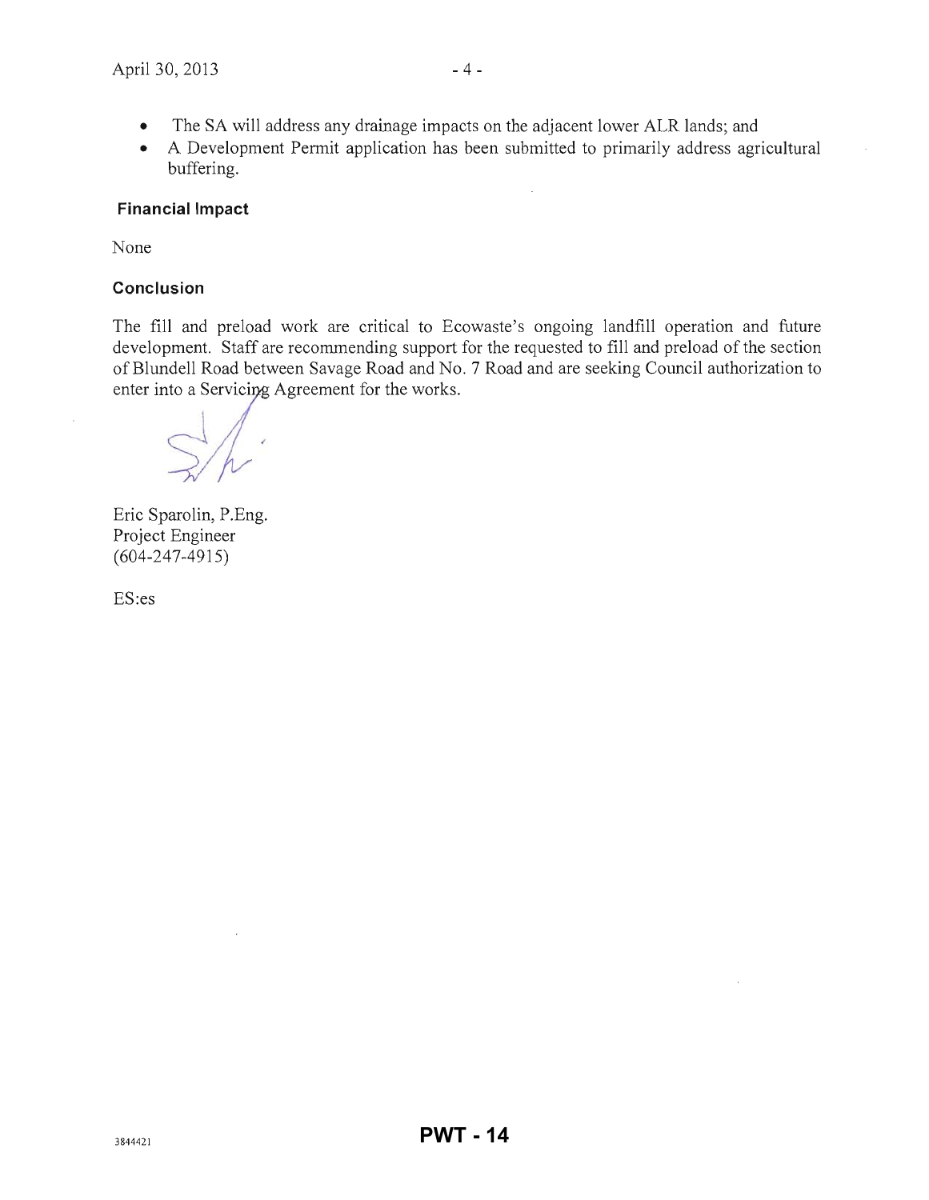- The SA will address any drainage impacts on the adjacent lower ALR lands; and
- A Development Permit application has been submitted to primarily address agricultural buffering.

**Financial Impact**

None

**Conclusion**

The fill and preload work are critical to Ecowaste's ongoing landfill operation and future development. Staff are recommending support for the requested to fill and preload of the section of Blundell Road between Savage Road and No. 7 Road and are seeking Council authorization to enter into a Servicing Agreement for the works.

Eric Sparolin, P.Eng.
Project Engineer
(604-247-4915)

ES:es

3844421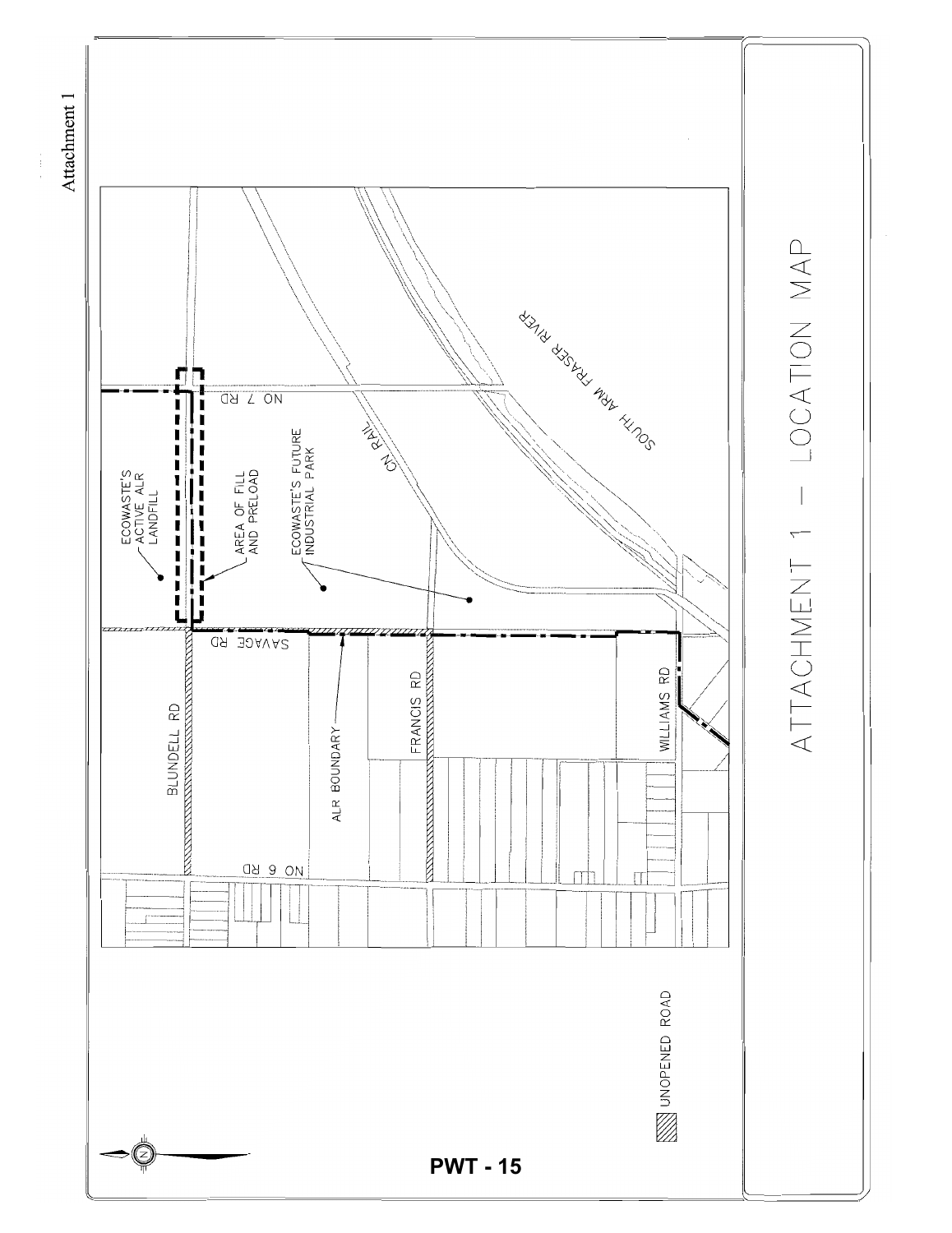Attachment 1

# ATTACHMENT 1 – LOCATION MAP

ECOWASTE'S ACTIVE ALR LANDFILL

AREA OF FILL AND PRELOAD

ECOWASTE'S FUTURE INDUSTRIAL PARK

NO 7 RD

CN RAIL

SOUTH ARM FRASER RIVER

SAVAGE RD

BLUNDELL RD

ALR BOUNDARY

FRANCIS RD

WILLIAMS RD

NO 6 RD

UNOPENED ROAD

PWT - 15